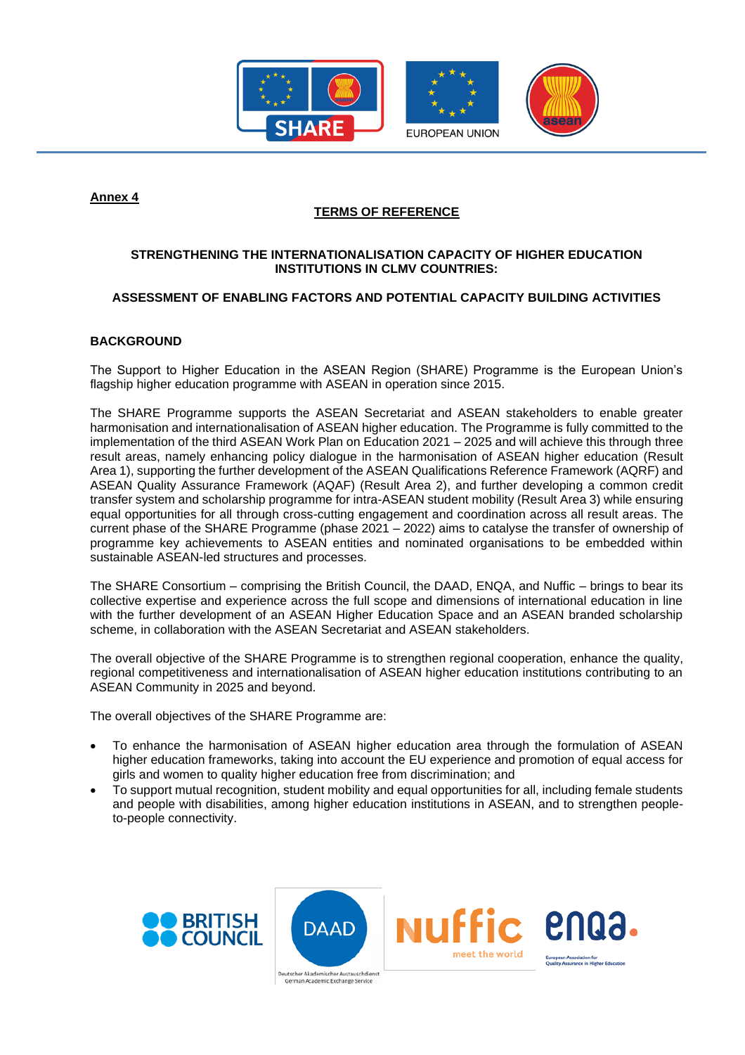**Annex 4**

## TERMS OF REFERENCE

### STRENGTHENING THE INTERNATIONALISATION CAPACITY OF HIGHER EDUCATION INSTITUTIONS IN CLMV COUNTRIES:

### ASSESSMENT OF ENABLING FACTORS AND POTENTIAL CAPACITY BUILDING ACTIVITIES

### BACKGROUND

The Support to Higher Education in the ASEAN Region (SHARE) Programme is the European Union's flagship higher education programme with ASEAN in operation since 2015.

The SHARE Programme supports the ASEAN Secretariat and ASEAN stakeholders to enable greater harmonisation and internationalisation of ASEAN higher education. The Programme is fully committed to the implementation of the third ASEAN Work Plan on Education 2021 – 2025 and will achieve this through three result areas, namely enhancing policy dialogue in the harmonisation of ASEAN higher education (Result Area 1), supporting the further development of the ASEAN Qualifications Reference Framework (AQRF) and ASEAN Quality Assurance Framework (AQAF) (Result Area 2), and further developing a common credit transfer system and scholarship programme for intra-ASEAN student mobility (Result Area 3) while ensuring equal opportunities for all through cross-cutting engagement and coordination across all result areas. The current phase of the SHARE Programme (phase 2021 – 2022) aims to catalyse the transfer of ownership of programme key achievements to ASEAN entities and nominated organisations to be embedded within sustainable ASEAN-led structures and processes.

The SHARE Consortium – comprising the British Council, the DAAD, ENQA, and Nuffic – brings to bear its collective expertise and experience across the full scope and dimensions of international education in line with the further development of an ASEAN Higher Education Space and an ASEAN branded scholarship scheme, in collaboration with the ASEAN Secretariat and ASEAN stakeholders.

The overall objective of the SHARE Programme is to strengthen regional cooperation, enhance the quality, regional competitiveness and internationalisation of ASEAN higher education institutions contributing to an ASEAN Community in 2025 and beyond.

The overall objectives of the SHARE Programme are:

- To enhance the harmonisation of ASEAN higher education area through the formulation of ASEAN higher education frameworks, taking into account the EU experience and promotion of equal access for girls and women to quality higher education free from discrimination; and
- To support mutual recognition, student mobility and equal opportunities for all, including female students and people with disabilities, among higher education institutions in ASEAN, and to strengthen people-to-people connectivity.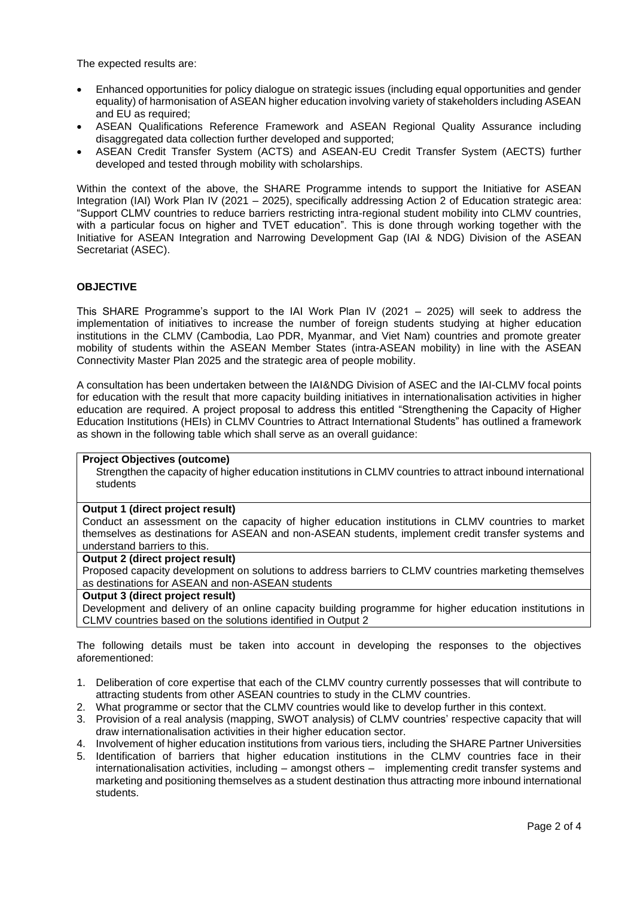The expected results are:

- Enhanced opportunities for policy dialogue on strategic issues (including equal opportunities and gender equality) of harmonisation of ASEAN higher education involving variety of stakeholders including ASEAN and EU as required;
- ASEAN Qualifications Reference Framework and ASEAN Regional Quality Assurance including disaggregated data collection further developed and supported;
- ASEAN Credit Transfer System (ACTS) and ASEAN-EU Credit Transfer System (AECTS) further developed and tested through mobility with scholarships.

Within the context of the above, the SHARE Programme intends to support the Initiative for ASEAN Integration (IAI) Work Plan IV (2021 – 2025), specifically addressing Action 2 of Education strategic area: "Support CLMV countries to reduce barriers restricting intra-regional student mobility into CLMV countries, with a particular focus on higher and TVET education". This is done through working together with the Initiative for ASEAN Integration and Narrowing Development Gap (IAI & NDG) Division of the ASEAN Secretariat (ASEC).

**OBJECTIVE**

This SHARE Programme's support to the IAI Work Plan IV (2021 – 2025) will seek to address the implementation of initiatives to increase the number of foreign students studying at higher education institutions in the CLMV (Cambodia, Lao PDR, Myanmar, and Viet Nam) countries and promote greater mobility of students within the ASEAN Member States (intra-ASEAN mobility) in line with the ASEAN Connectivity Master Plan 2025 and the strategic area of people mobility.

A consultation has been undertaken between the IAI&NDG Division of ASEC and the IAI-CLMV focal points for education with the result that more capacity building initiatives in internationalisation activities in higher education are required. A project proposal to address this entitled "Strengthening the Capacity of Higher Education Institutions (HEIs) in CLMV Countries to Attract International Students" has outlined a framework as shown in the following table which shall serve as an overall guidance:

| **Project Objectives (outcome)** |
|---|
| Strengthen the capacity of higher education institutions in CLMV countries to attract inbound international students |
| **Output 1 (direct project result)** |
| Conduct an assessment on the capacity of higher education institutions in CLMV countries to market themselves as destinations for ASEAN and non-ASEAN students, implement credit transfer systems and understand barriers to this. |
| **Output 2 (direct project result)** |
| Proposed capacity development on solutions to address barriers to CLMV countries marketing themselves as destinations for ASEAN and non-ASEAN students |
| **Output 3 (direct project result)** |
| Development and delivery of an online capacity building programme for higher education institutions in CLMV countries based on the solutions identified in Output 2 |

The following details must be taken into account in developing the responses to the objectives aforementioned:

1. Deliberation of core expertise that each of the CLMV country currently possesses that will contribute to attracting students from other ASEAN countries to study in the CLMV countries.
2. What programme or sector that the CLMV countries would like to develop further in this context.
3. Provision of a real analysis (mapping, SWOT analysis) of CLMV countries' respective capacity that will draw internationalisation activities in their higher education sector.
4. Involvement of higher education institutions from various tiers, including the SHARE Partner Universities
5. Identification of barriers that higher education institutions in the CLMV countries face in their internationalisation activities, including – amongst others – implementing credit transfer systems and marketing and positioning themselves as a student destination thus attracting more inbound international students.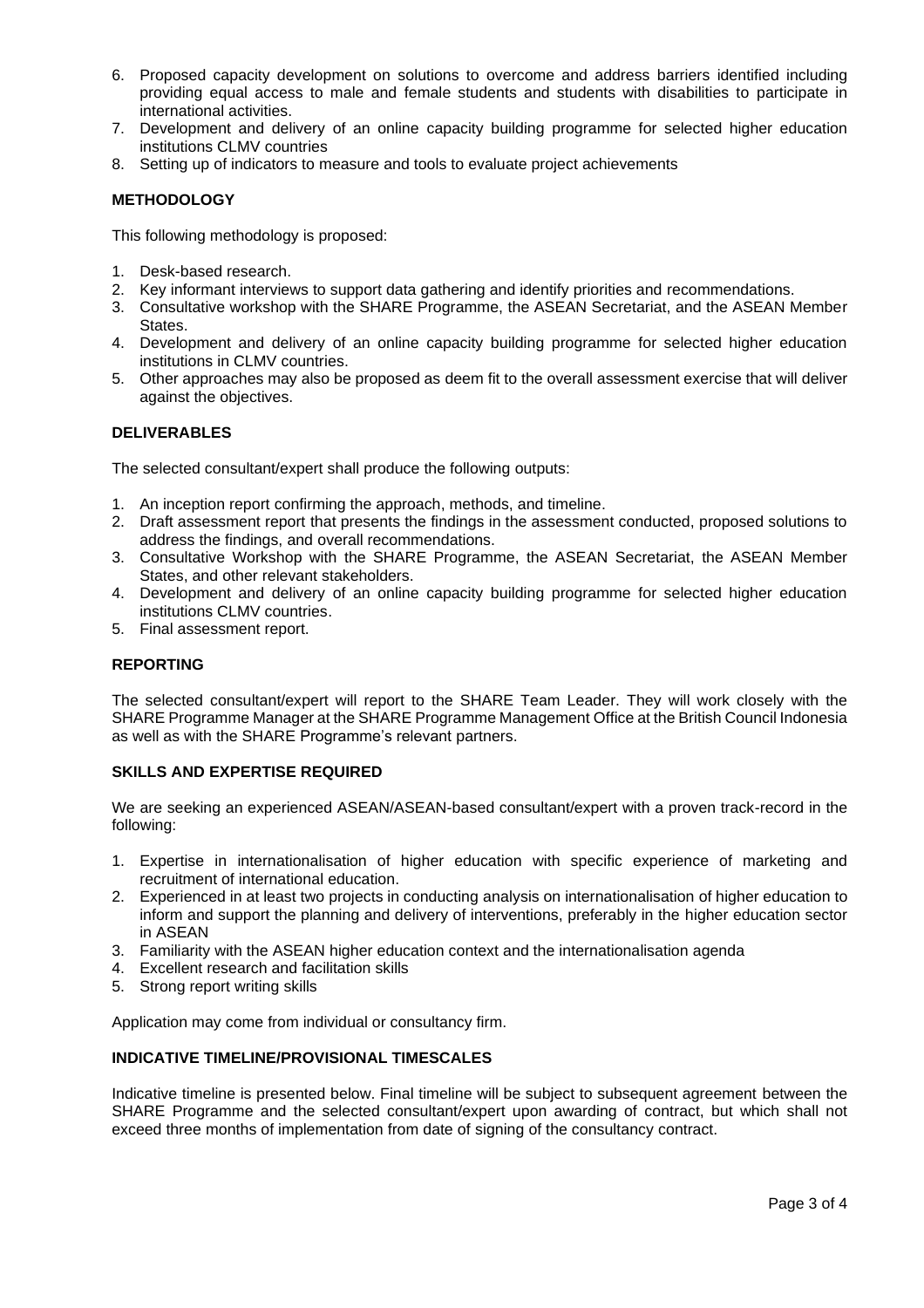6. Proposed capacity development on solutions to overcome and address barriers identified including providing equal access to male and female students and students with disabilities to participate in international activities.
7. Development and delivery of an online capacity building programme for selected higher education institutions CLMV countries
8. Setting up of indicators to measure and tools to evaluate project achievements

**METHODOLOGY**

This following methodology is proposed:

1. Desk-based research.
2. Key informant interviews to support data gathering and identify priorities and recommendations.
3. Consultative workshop with the SHARE Programme, the ASEAN Secretariat, and the ASEAN Member States.
4. Development and delivery of an online capacity building programme for selected higher education institutions in CLMV countries.
5. Other approaches may also be proposed as deem fit to the overall assessment exercise that will deliver against the objectives.

**DELIVERABLES**

The selected consultant/expert shall produce the following outputs:

1. An inception report confirming the approach, methods, and timeline.
2. Draft assessment report that presents the findings in the assessment conducted, proposed solutions to address the findings, and overall recommendations.
3. Consultative Workshop with the SHARE Programme, the ASEAN Secretariat, the ASEAN Member States, and other relevant stakeholders.
4. Development and delivery of an online capacity building programme for selected higher education institutions CLMV countries.
5. Final assessment report.

**REPORTING**

The selected consultant/expert will report to the SHARE Team Leader. They will work closely with the SHARE Programme Manager at the SHARE Programme Management Office at the British Council Indonesia as well as with the SHARE Programme's relevant partners.

**SKILLS AND EXPERTISE REQUIRED**

We are seeking an experienced ASEAN/ASEAN-based consultant/expert with a proven track-record in the following:

1. Expertise in internationalisation of higher education with specific experience of marketing and recruitment of international education.
2. Experienced in at least two projects in conducting analysis on internationalisation of higher education to inform and support the planning and delivery of interventions, preferably in the higher education sector in ASEAN
3. Familiarity with the ASEAN higher education context and the internationalisation agenda
4. Excellent research and facilitation skills
5. Strong report writing skills

Application may come from individual or consultancy firm.

**INDICATIVE TIMELINE/PROVISIONAL TIMESCALES**

Indicative timeline is presented below. Final timeline will be subject to subsequent agreement between the SHARE Programme and the selected consultant/expert upon awarding of contract, but which shall not exceed three months of implementation from date of signing of the consultancy contract.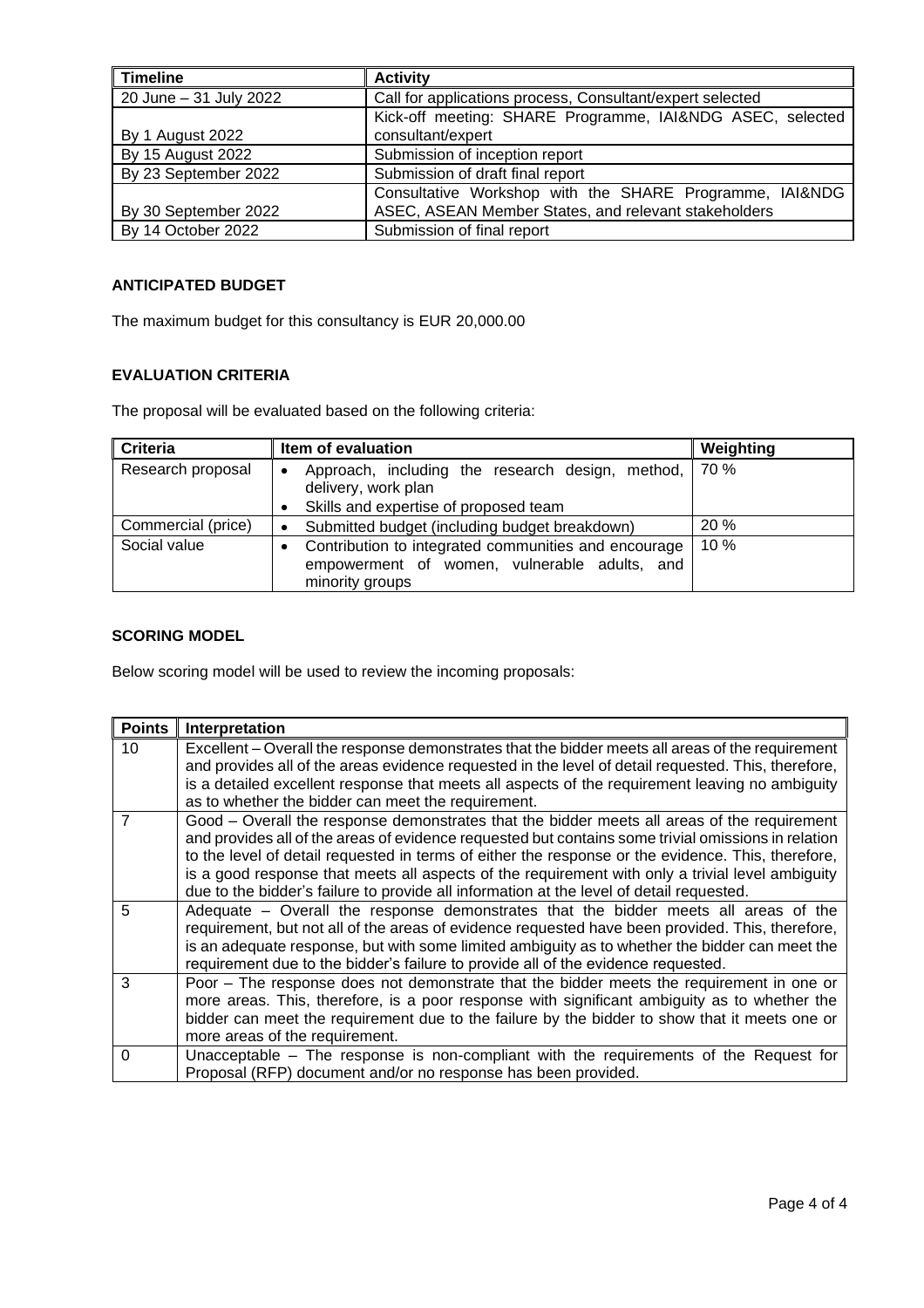| Timeline | Activity |
|---|---|
| 20 June – 31 July 2022 | Call for applications process, Consultant/expert selected |
| By 1 August 2022 | Kick-off meeting: SHARE Programme, IAI&NDG ASEC, selected consultant/expert |
| By 15 August 2022 | Submission of inception report |
| By 23 September 2022 | Submission of draft final report |
| By 30 September 2022 | Consultative Workshop with the SHARE Programme, IAI&NDG ASEC, ASEAN Member States, and relevant stakeholders |
| By 14 October 2022 | Submission of final report |

**ANTICIPATED BUDGET**

The maximum budget for this consultancy is EUR 20,000.00

**EVALUATION CRITERIA**

The proposal will be evaluated based on the following criteria:

| Criteria | Item of evaluation | Weighting |
|---|---|---|
| Research proposal | • Approach, including the research design, method, delivery, work plan<br>• Skills and expertise of proposed team | 70 % |
| Commercial (price) | • Submitted budget (including budget breakdown) | 20 % |
| Social value | • Contribution to integrated communities and encourage empowerment of women, vulnerable adults, and minority groups | 10 % |

**SCORING MODEL**

Below scoring model will be used to review the incoming proposals:

| Points | Interpretation |
|---|---|
| 10 | Excellent – Overall the response demonstrates that the bidder meets all areas of the requirement and provides all of the areas evidence requested in the level of detail requested. This, therefore, is a detailed excellent response that meets all aspects of the requirement leaving no ambiguity as to whether the bidder can meet the requirement. |
| 7 | Good – Overall the response demonstrates that the bidder meets all areas of the requirement and provides all of the areas of evidence requested but contains some trivial omissions in relation to the level of detail requested in terms of either the response or the evidence. This, therefore, is a good response that meets all aspects of the requirement with only a trivial level ambiguity due to the bidder's failure to provide all information at the level of detail requested. |
| 5 | Adequate – Overall the response demonstrates that the bidder meets all areas of the requirement, but not all of the areas of evidence requested have been provided. This, therefore, is an adequate response, but with some limited ambiguity as to whether the bidder can meet the requirement due to the bidder's failure to provide all of the evidence requested. |
| 3 | Poor – The response does not demonstrate that the bidder meets the requirement in one or more areas. This, therefore, is a poor response with significant ambiguity as to whether the bidder can meet the requirement due to the failure by the bidder to show that it meets one or more areas of the requirement. |
| 0 | Unacceptable – The response is non-compliant with the requirements of the Request for Proposal (RFP) document and/or no response has been provided. |